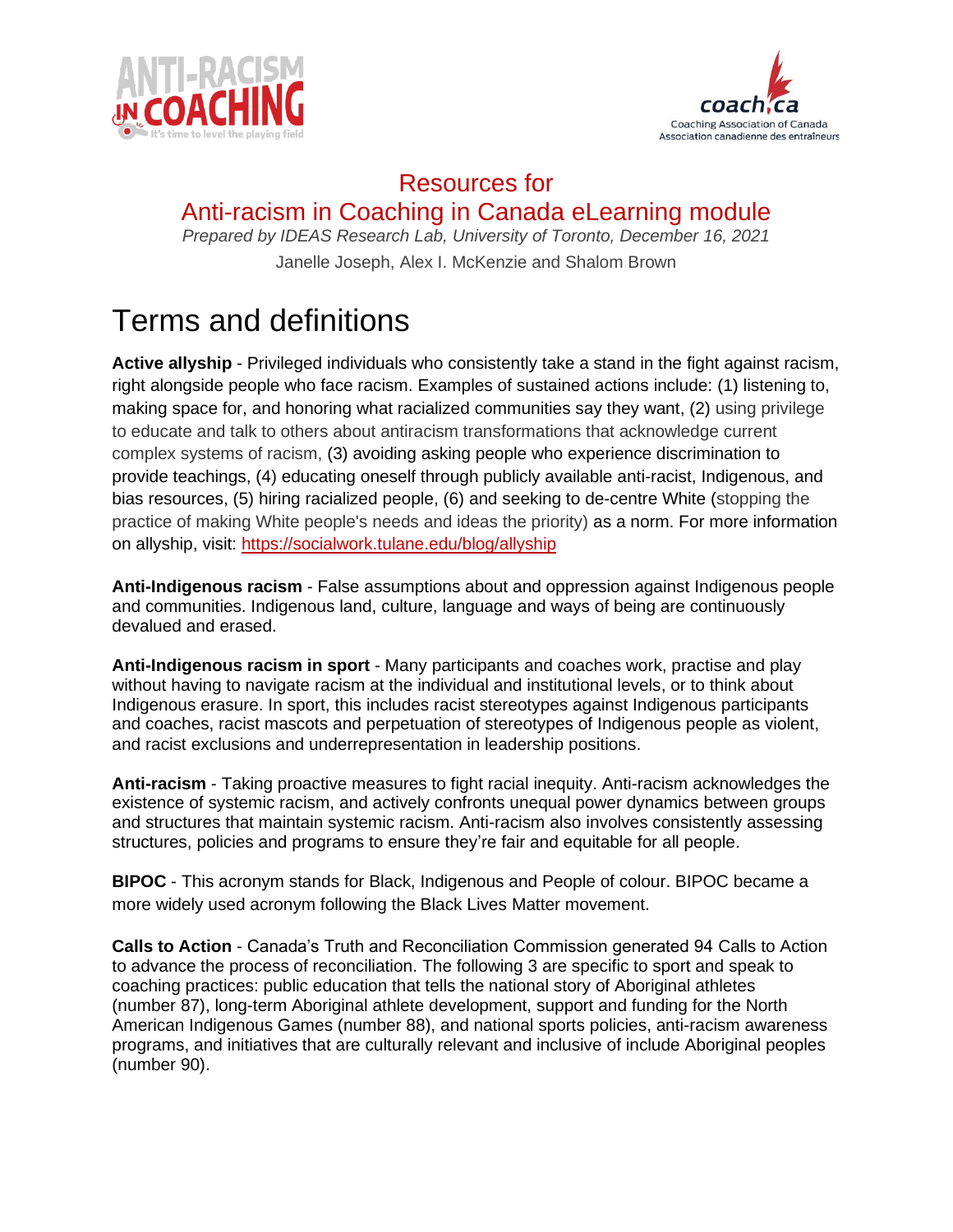# Resources for Anti-racism in Coaching in Canada eLearning module

*Prepared by IDEAS Research Lab, University of Toronto, December 16, 2021*

Janelle Joseph, Alex I. McKenzie and Shalom Brown

# Terms and definitions

**Active allyship** - Privileged individuals who consistently take a stand in the fight against racism, right alongside people who face racism. Examples of sustained actions include: (1) listening to, making space for, and honoring what racialized communities say they want, (2) using privilege to educate and talk to others about antiracism transformations that acknowledge current complex systems of racism, (3) avoiding asking people who experience discrimination to provide teachings, (4) educating oneself through publicly available anti-racist, Indigenous, and bias resources, (5) hiring racialized people, (6) and seeking to de-centre White (stopping the practice of making White people's needs and ideas the priority) as a norm. For more information on allyship, visit: https://socialwork.tulane.edu/blog/allyship

**Anti-Indigenous racism** - False assumptions about and oppression against Indigenous people and communities. Indigenous land, culture, language and ways of being are continuously devalued and erased.

**Anti-Indigenous racism in sport** - Many participants and coaches work, practise and play without having to navigate racism at the individual and institutional levels, or to think about Indigenous erasure. In sport, this includes racist stereotypes against Indigenous participants and coaches, racist mascots and perpetuation of stereotypes of Indigenous people as violent, and racist exclusions and underrepresentation in leadership positions.

**Anti-racism** - Taking proactive measures to fight racial inequity. Anti-racism acknowledges the existence of systemic racism, and actively confronts unequal power dynamics between groups and structures that maintain systemic racism. Anti-racism also involves consistently assessing structures, policies and programs to ensure they're fair and equitable for all people.

**BIPOC** - This acronym stands for Black, Indigenous and People of colour. BIPOC became a more widely used acronym following the Black Lives Matter movement.

**Calls to Action** - Canada's Truth and Reconciliation Commission generated 94 Calls to Action to advance the process of reconciliation. The following 3 are specific to sport and speak to coaching practices: public education that tells the national story of Aboriginal athletes (number 87), long-term Aboriginal athlete development, support and funding for the North American Indigenous Games (number 88), and national sports policies, anti-racism awareness programs, and initiatives that are culturally relevant and inclusive of include Aboriginal peoples (number 90).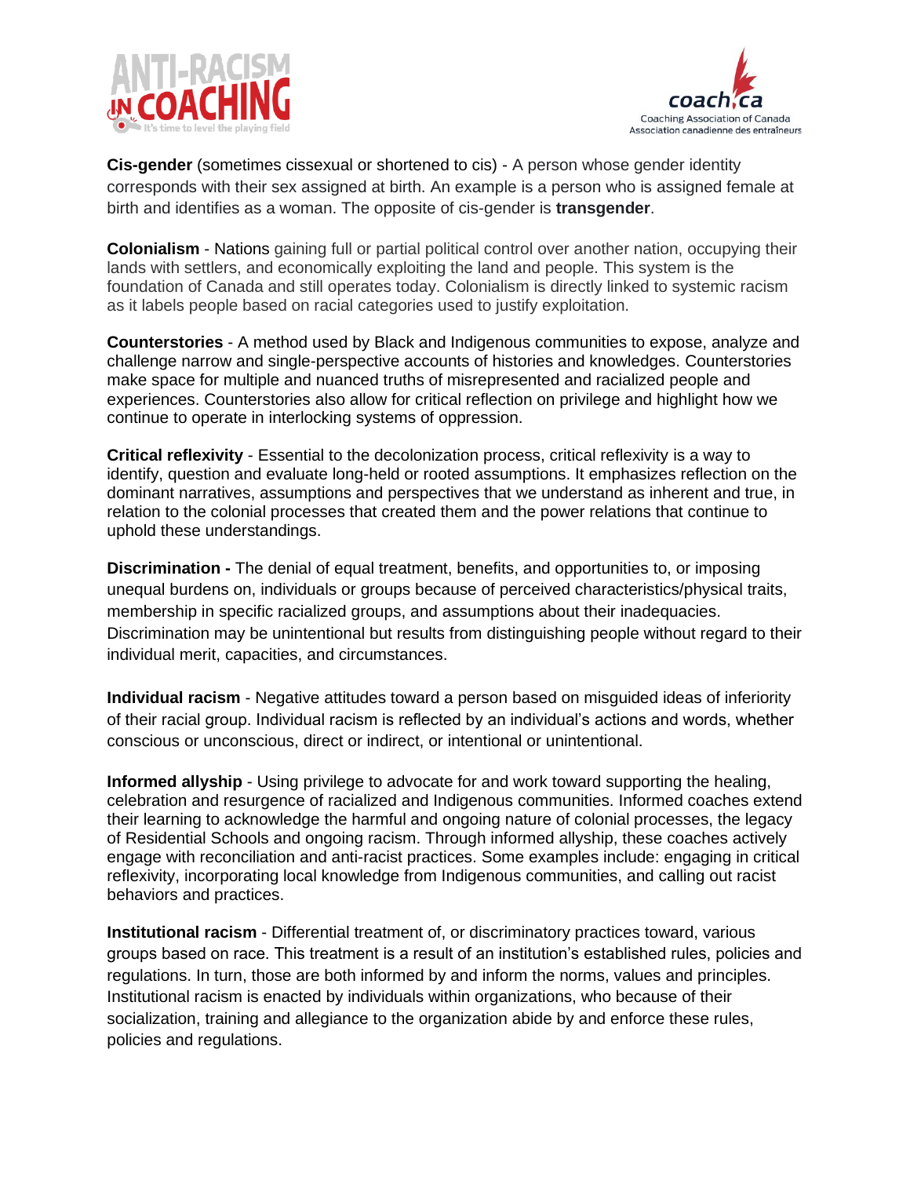**Cis-gender** (sometimes cissexual or shortened to cis) - A person whose gender identity corresponds with their sex assigned at birth. An example is a person who is assigned female at birth and identifies as a woman. The opposite of cis-gender is **transgender**.

**Colonialism** - Nations gaining full or partial political control over another nation, occupying their lands with settlers, and economically exploiting the land and people. This system is the foundation of Canada and still operates today. Colonialism is directly linked to systemic racism as it labels people based on racial categories used to justify exploitation.

**Counterstories** - A method used by Black and Indigenous communities to expose, analyze and challenge narrow and single-perspective accounts of histories and knowledges. Counterstories make space for multiple and nuanced truths of misrepresented and racialized people and experiences. Counterstories also allow for critical reflection on privilege and highlight how we continue to operate in interlocking systems of oppression.

**Critical reflexivity** - Essential to the decolonization process, critical reflexivity is a way to identify, question and evaluate long-held or rooted assumptions. It emphasizes reflection on the dominant narratives, assumptions and perspectives that we understand as inherent and true, in relation to the colonial processes that created them and the power relations that continue to uphold these understandings.

**Discrimination -** The denial of equal treatment, benefits, and opportunities to, or imposing unequal burdens on, individuals or groups because of perceived characteristics/physical traits, membership in specific racialized groups, and assumptions about their inadequacies. Discrimination may be unintentional but results from distinguishing people without regard to their individual merit, capacities, and circumstances.

**Individual racism** - Negative attitudes toward a person based on misguided ideas of inferiority of their racial group. Individual racism is reflected by an individual's actions and words, whether conscious or unconscious, direct or indirect, or intentional or unintentional.

**Informed allyship** - Using privilege to advocate for and work toward supporting the healing, celebration and resurgence of racialized and Indigenous communities. Informed coaches extend their learning to acknowledge the harmful and ongoing nature of colonial processes, the legacy of Residential Schools and ongoing racism. Through informed allyship, these coaches actively engage with reconciliation and anti-racist practices. Some examples include: engaging in critical reflexivity, incorporating local knowledge from Indigenous communities, and calling out racist behaviors and practices.

**Institutional racism** - Differential treatment of, or discriminatory practices toward, various groups based on race. This treatment is a result of an institution's established rules, policies and regulations. In turn, those are both informed by and inform the norms, values and principles. Institutional racism is enacted by individuals within organizations, who because of their socialization, training and allegiance to the organization abide by and enforce these rules, policies and regulations.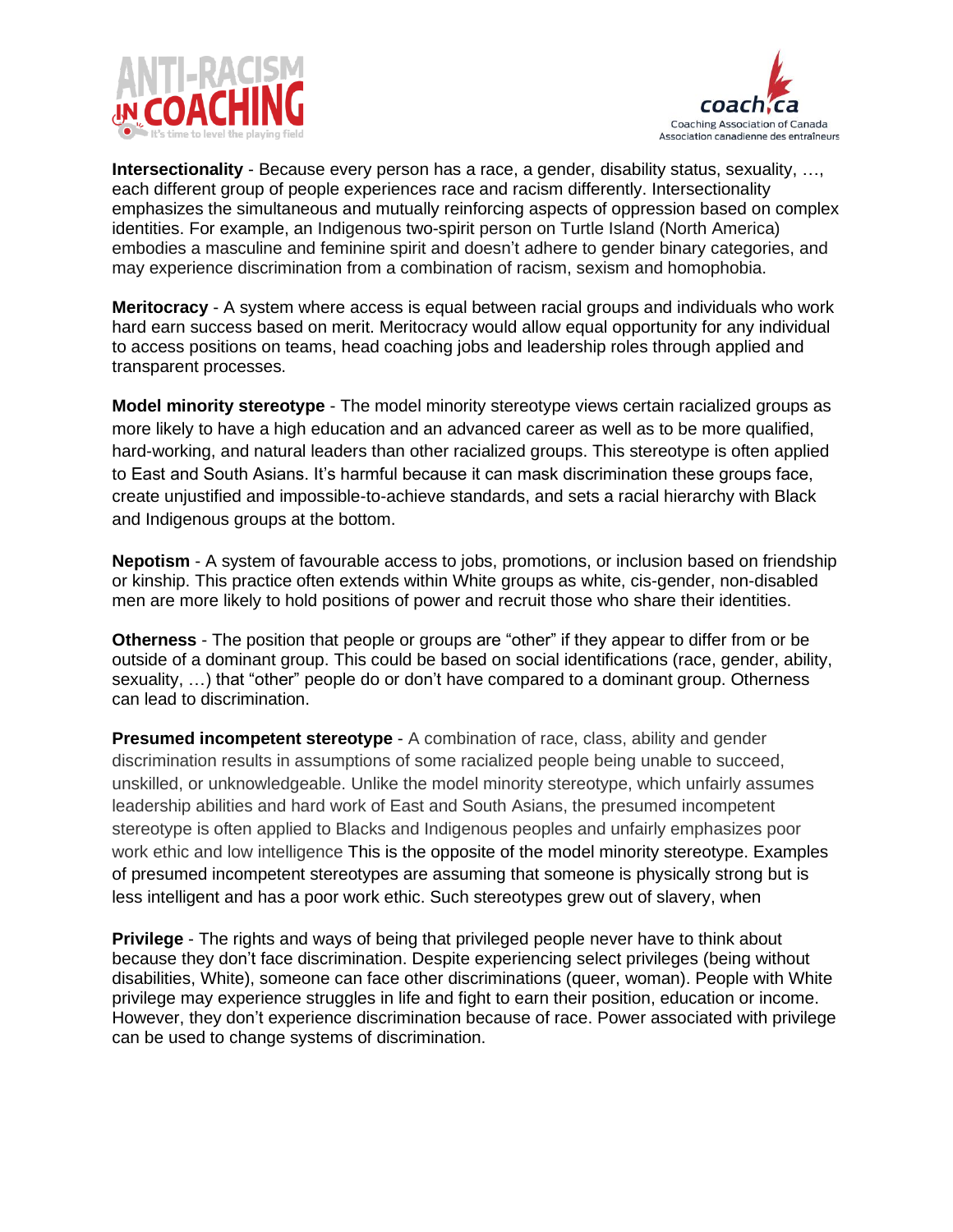**Intersectionality** - Because every person has a race, a gender, disability status, sexuality, …, each different group of people experiences race and racism differently. Intersectionality emphasizes the simultaneous and mutually reinforcing aspects of oppression based on complex identities. For example, an Indigenous two-spirit person on Turtle Island (North America) embodies a masculine and feminine spirit and doesn't adhere to gender binary categories, and may experience discrimination from a combination of racism, sexism and homophobia.

**Meritocracy** - A system where access is equal between racial groups and individuals who work hard earn success based on merit. Meritocracy would allow equal opportunity for any individual to access positions on teams, head coaching jobs and leadership roles through applied and transparent processes.

**Model minority stereotype** - The model minority stereotype views certain racialized groups as more likely to have a high education and an advanced career as well as to be more qualified, hard-working, and natural leaders than other racialized groups. This stereotype is often applied to East and South Asians. It's harmful because it can mask discrimination these groups face, create unjustified and impossible-to-achieve standards, and sets a racial hierarchy with Black and Indigenous groups at the bottom.

**Nepotism** - A system of favourable access to jobs, promotions, or inclusion based on friendship or kinship. This practice often extends within White groups as white, cis-gender, non-disabled men are more likely to hold positions of power and recruit those who share their identities.

**Otherness** - The position that people or groups are "other" if they appear to differ from or be outside of a dominant group. This could be based on social identifications (race, gender, ability, sexuality, …) that "other" people do or don't have compared to a dominant group. Otherness can lead to discrimination.

**Presumed incompetent stereotype** - A combination of race, class, ability and gender discrimination results in assumptions of some racialized people being unable to succeed, unskilled, or unknowledgeable. Unlike the model minority stereotype, which unfairly assumes leadership abilities and hard work of East and South Asians, the presumed incompetent stereotype is often applied to Blacks and Indigenous peoples and unfairly emphasizes poor work ethic and low intelligence This is the opposite of the model minority stereotype. Examples of presumed incompetent stereotypes are assuming that someone is physically strong but is less intelligent and has a poor work ethic. Such stereotypes grew out of slavery, when

**Privilege** - The rights and ways of being that privileged people never have to think about because they don't face discrimination. Despite experiencing select privileges (being without disabilities, White), someone can face other discriminations (queer, woman). People with White privilege may experience struggles in life and fight to earn their position, education or income. However, they don't experience discrimination because of race. Power associated with privilege can be used to change systems of discrimination.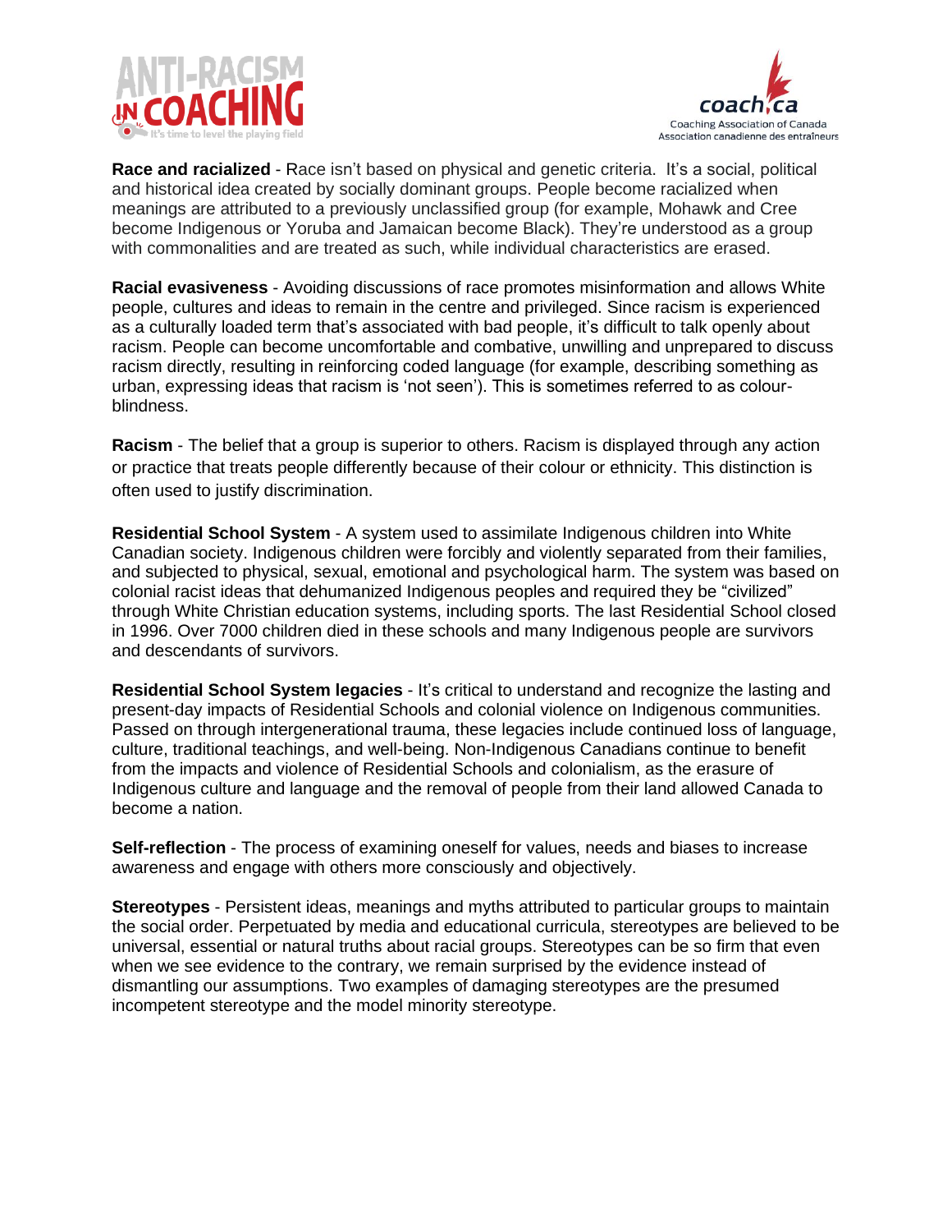**Race and racialized** - Race isn't based on physical and genetic criteria. It's a social, political and historical idea created by socially dominant groups. People become racialized when meanings are attributed to a previously unclassified group (for example, Mohawk and Cree become Indigenous or Yoruba and Jamaican become Black). They're understood as a group with commonalities and are treated as such, while individual characteristics are erased.

**Racial evasiveness** - Avoiding discussions of race promotes misinformation and allows White people, cultures and ideas to remain in the centre and privileged. Since racism is experienced as a culturally loaded term that's associated with bad people, it's difficult to talk openly about racism. People can become uncomfortable and combative, unwilling and unprepared to discuss racism directly, resulting in reinforcing coded language (for example, describing something as urban, expressing ideas that racism is 'not seen'). This is sometimes referred to as colour-blindness.

**Racism** - The belief that a group is superior to others. Racism is displayed through any action or practice that treats people differently because of their colour or ethnicity. This distinction is often used to justify discrimination.

**Residential School System** - A system used to assimilate Indigenous children into White Canadian society. Indigenous children were forcibly and violently separated from their families, and subjected to physical, sexual, emotional and psychological harm. The system was based on colonial racist ideas that dehumanized Indigenous peoples and required they be "civilized" through White Christian education systems, including sports. The last Residential School closed in 1996. Over 7000 children died in these schools and many Indigenous people are survivors and descendants of survivors.

**Residential School System legacies** - It's critical to understand and recognize the lasting and present-day impacts of Residential Schools and colonial violence on Indigenous communities. Passed on through intergenerational trauma, these legacies include continued loss of language, culture, traditional teachings, and well-being. Non-Indigenous Canadians continue to benefit from the impacts and violence of Residential Schools and colonialism, as the erasure of Indigenous culture and language and the removal of people from their land allowed Canada to become a nation.

**Self-reflection** - The process of examining oneself for values, needs and biases to increase awareness and engage with others more consciously and objectively.

**Stereotypes** - Persistent ideas, meanings and myths attributed to particular groups to maintain the social order. Perpetuated by media and educational curricula, stereotypes are believed to be universal, essential or natural truths about racial groups. Stereotypes can be so firm that even when we see evidence to the contrary, we remain surprised by the evidence instead of dismantling our assumptions. Two examples of damaging stereotypes are the presumed incompetent stereotype and the model minority stereotype.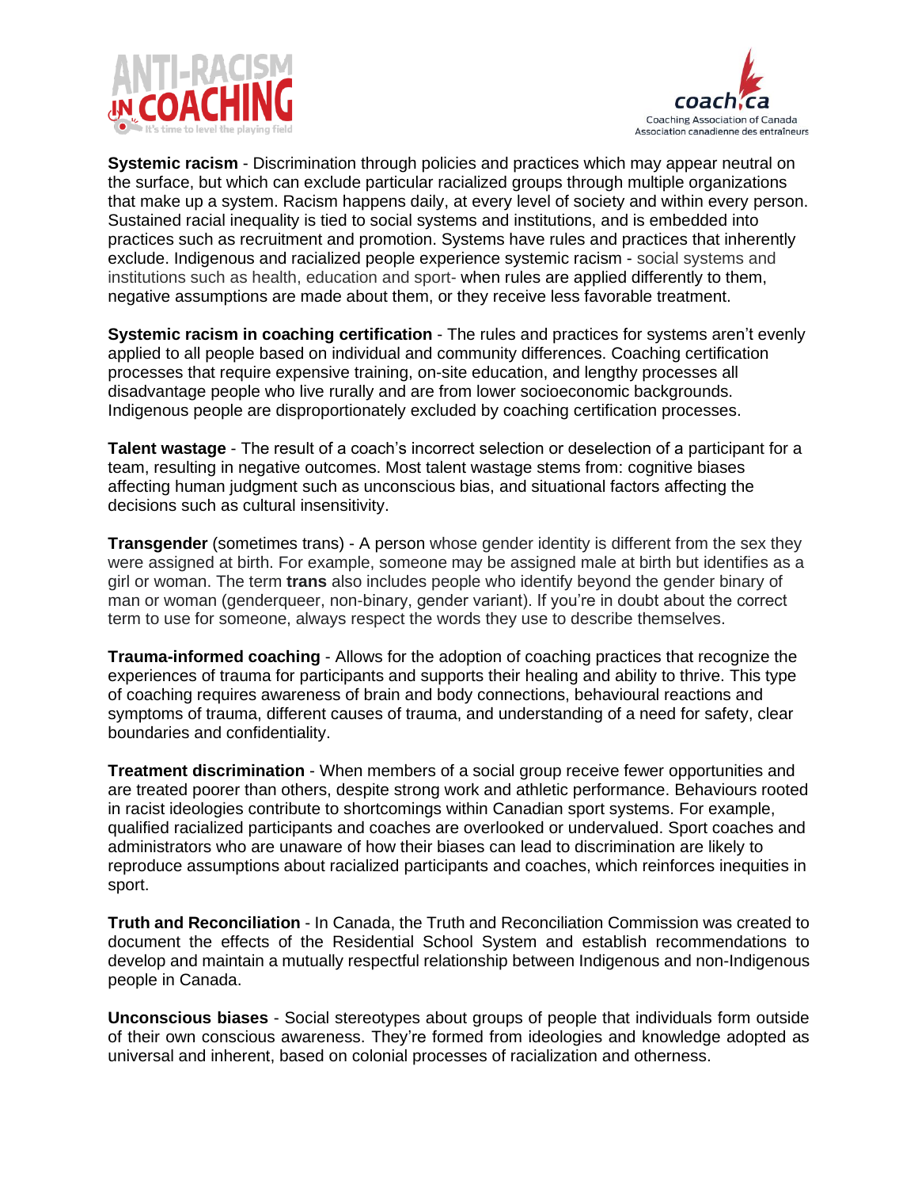**Systemic racism** - Discrimination through policies and practices which may appear neutral on the surface, but which can exclude particular racialized groups through multiple organizations that make up a system. Racism happens daily, at every level of society and within every person. Sustained racial inequality is tied to social systems and institutions, and is embedded into practices such as recruitment and promotion. Systems have rules and practices that inherently exclude. Indigenous and racialized people experience systemic racism - social systems and institutions such as health, education and sport- when rules are applied differently to them, negative assumptions are made about them, or they receive less favorable treatment.

**Systemic racism in coaching certification** - The rules and practices for systems aren't evenly applied to all people based on individual and community differences. Coaching certification processes that require expensive training, on-site education, and lengthy processes all disadvantage people who live rurally and are from lower socioeconomic backgrounds. Indigenous people are disproportionately excluded by coaching certification processes.

**Talent wastage** - The result of a coach's incorrect selection or deselection of a participant for a team, resulting in negative outcomes. Most talent wastage stems from: cognitive biases affecting human judgment such as unconscious bias, and situational factors affecting the decisions such as cultural insensitivity.

**Transgender** (sometimes trans) - A person whose gender identity is different from the sex they were assigned at birth. For example, someone may be assigned male at birth but identifies as a girl or woman. The term **trans** also includes people who identify beyond the gender binary of man or woman (genderqueer, non-binary, gender variant). If you're in doubt about the correct term to use for someone, always respect the words they use to describe themselves.

**Trauma-informed coaching** - Allows for the adoption of coaching practices that recognize the experiences of trauma for participants and supports their healing and ability to thrive. This type of coaching requires awareness of brain and body connections, behavioural reactions and symptoms of trauma, different causes of trauma, and understanding of a need for safety, clear boundaries and confidentiality.

**Treatment discrimination** - When members of a social group receive fewer opportunities and are treated poorer than others, despite strong work and athletic performance. Behaviours rooted in racist ideologies contribute to shortcomings within Canadian sport systems. For example, qualified racialized participants and coaches are overlooked or undervalued. Sport coaches and administrators who are unaware of how their biases can lead to discrimination are likely to reproduce assumptions about racialized participants and coaches, which reinforces inequities in sport.

**Truth and Reconciliation** - In Canada, the Truth and Reconciliation Commission was created to document the effects of the Residential School System and establish recommendations to develop and maintain a mutually respectful relationship between Indigenous and non-Indigenous people in Canada.

**Unconscious biases** - Social stereotypes about groups of people that individuals form outside of their own conscious awareness. They're formed from ideologies and knowledge adopted as universal and inherent, based on colonial processes of racialization and otherness.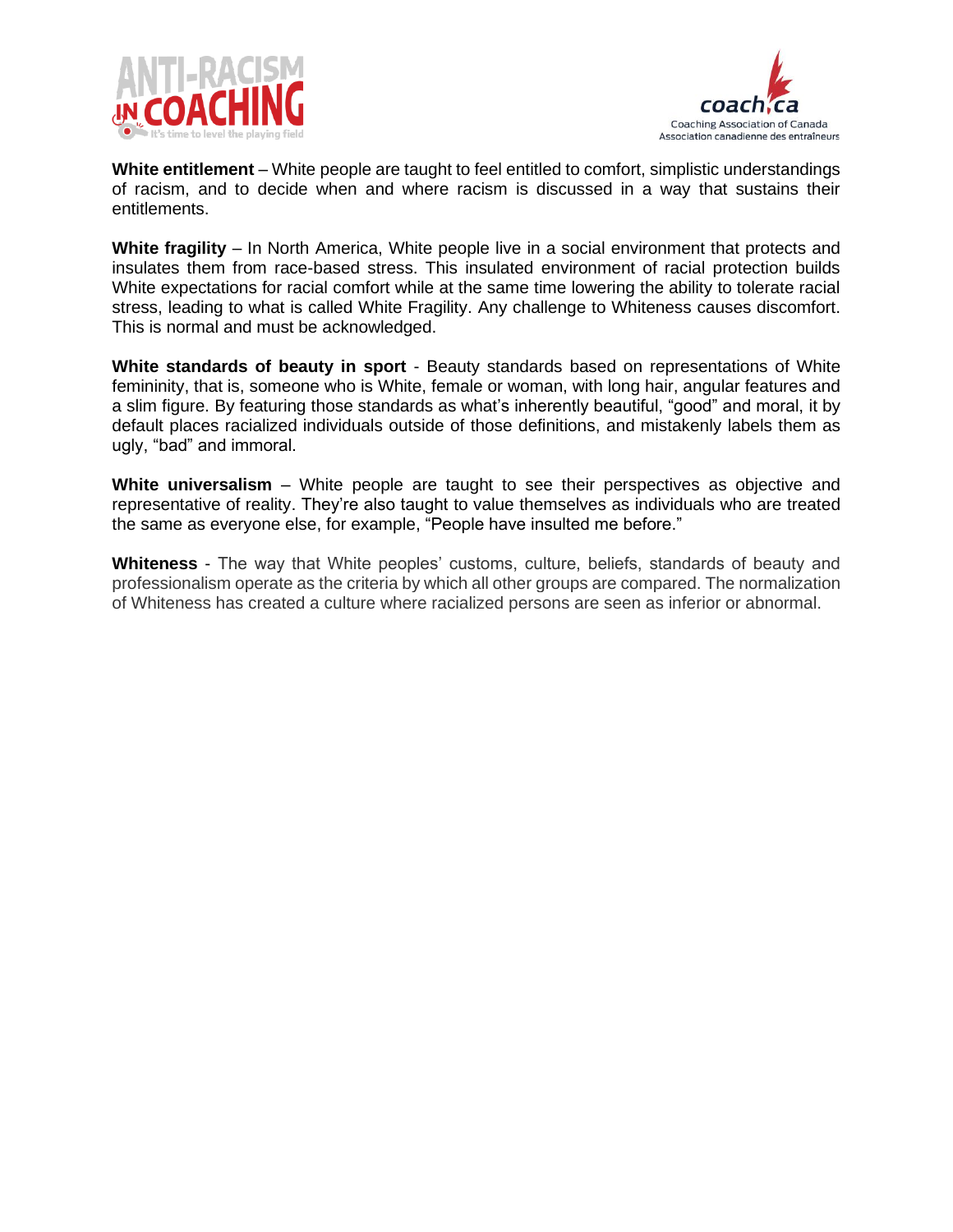**White entitlement** – White people are taught to feel entitled to comfort, simplistic understandings of racism, and to decide when and where racism is discussed in a way that sustains their entitlements.

**White fragility** – In North America, White people live in a social environment that protects and insulates them from race-based stress. This insulated environment of racial protection builds White expectations for racial comfort while at the same time lowering the ability to tolerate racial stress, leading to what is called White Fragility. Any challenge to Whiteness causes discomfort. This is normal and must be acknowledged.

**White standards of beauty in sport** - Beauty standards based on representations of White femininity, that is, someone who is White, female or woman, with long hair, angular features and a slim figure. By featuring those standards as what's inherently beautiful, "good" and moral, it by default places racialized individuals outside of those definitions, and mistakenly labels them as ugly, "bad" and immoral.

**White universalism** – White people are taught to see their perspectives as objective and representative of reality. They're also taught to value themselves as individuals who are treated the same as everyone else, for example, "People have insulted me before."

**Whiteness** - The way that White peoples' customs, culture, beliefs, standards of beauty and professionalism operate as the criteria by which all other groups are compared. The normalization of Whiteness has created a culture where racialized persons are seen as inferior or abnormal.